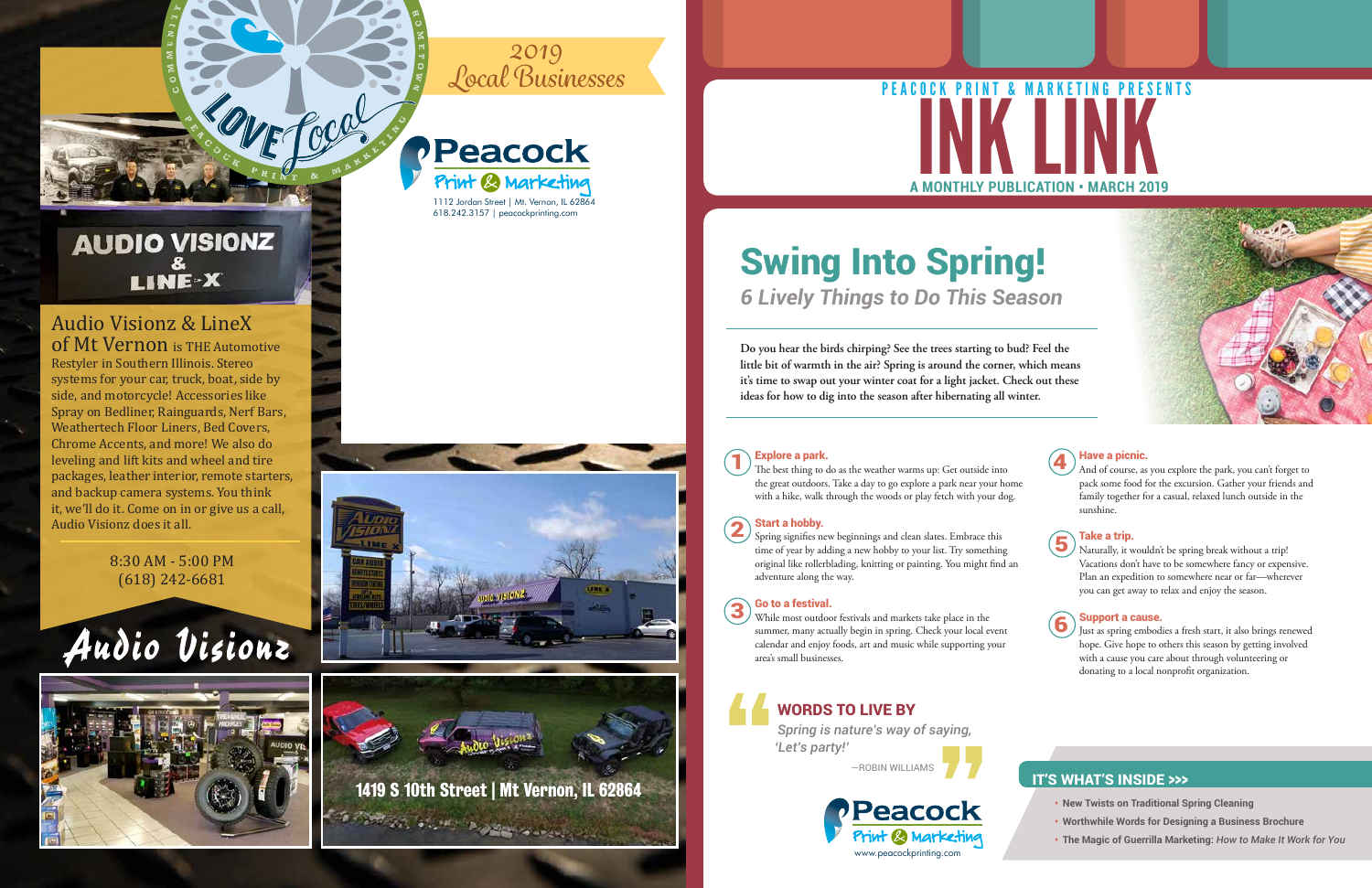# 2019 Local Businesses

LOVE Local — Community • Hometown • Peacock Print & Marketing

**Peacock Print & Marketing**
1112 Jordan Street | Mt. Vernon, IL 62864
618.242.3157 | peacockprinting.com

## AUDIO VISIONZ & LINE-X

Audio Visionz & LineX of Mt Vernon is THE Automotive Restyler in Southern Illinois. Stereo systems for your car, truck, boat, side by side, and motorcycle! Accessories like Spray on Bedliner, Rainguards, Nerf Bars, Weathertech Floor Liners, Bed Covers, Chrome Accents, and more! We also do leveling and lift kits and wheel and tire packages, leather interior, remote starters, and backup camera systems. You think it, we'll do it. Come on in or give us a call, Audio Visionz does it all.

8:30 AM - 5:00 PM
(618) 242-6681

Audio Visionz

1419 S 10th Street | Mt Vernon, IL 62864

---

PEACOCK PRINT & MARKETING PRESENTS

# INK LINK

A MONTHLY PUBLICATION • MARCH 2019

## Swing Into Spring!

### *6 Lively Things to Do This Season*

**Do you hear the birds chirping? See the trees starting to bud? Feel the little bit of warmth in the air? Spring is around the corner, which means it's time to swap out your winter coat for a light jacket. Check out these ideas for how to dig into the season after hibernating all winter.**

1. **Explore a park.** The best thing to do as the weather warms up: Get outside into the great outdoors. Take a day to go explore a park near your home with a hike, walk through the woods or play fetch with your dog.

2. **Start a hobby.** Spring signifies new beginnings and clean slates. Embrace this time of year by adding a new hobby to your list. Try something original like rollerblading, knitting or painting. You might find an adventure along the way.

3. **Go to a festival.** While most outdoor festivals and markets take place in the summer, many actually begin in spring. Check your local event calendar and enjoy foods, art and music while supporting your area's small businesses.

4. **Have a picnic.** And of course, as you explore the park, you can't forget to pack some food for the excursion. Gather your friends and family together for a casual, relaxed lunch outside in the sunshine.

5. **Take a trip.** Naturally, it wouldn't be spring break without a trip! Vacations don't have to be somewhere fancy or expensive. Plan an expedition to somewhere near or far—wherever you can get away to relax and enjoy the season.

6. **Support a cause.** Just as spring embodies a fresh start, it also brings renewed hope. Give hope to others this season by getting involved with a cause you care about through volunteering or donating to a local nonprofit organization.

### WORDS TO LIVE BY

*Spring is nature's way of saying, 'Let's party!'*

—ROBIN WILLIAMS

**Peacock Print & Marketing**
www.peacockprinting.com

### IT'S WHAT'S INSIDE >>>

- **New Twists on Traditional Spring Cleaning**
- **Worthwhile Words for Designing a Business Brochure**
- **The Magic of Guerrilla Marketing:** *How to Make It Work for You*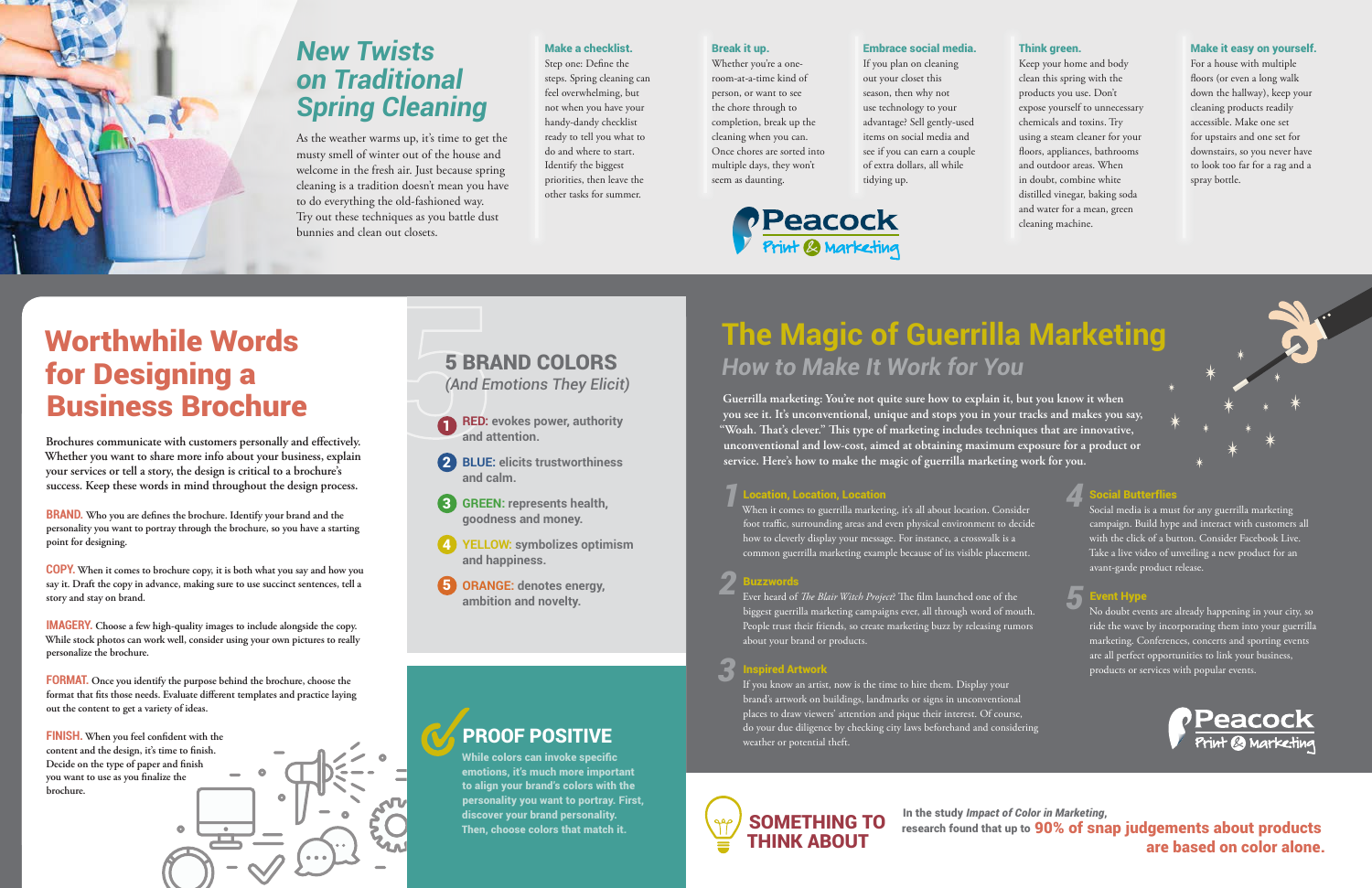# New Twists on Traditional Spring Cleaning

As the weather warms up, it's time to get the musty smell of winter out of the house and welcome in the fresh air. Just because spring cleaning is a tradition doesn't mean you have to do everything the old-fashioned way. Try out these techniques as you battle dust bunnies and clean out closets.

**Make a checklist.** Step one: Define the steps. Spring cleaning can feel overwhelming, but not when you have your handy-dandy checklist ready to tell you what to do and where to start. Identify the biggest priorities, then leave the other tasks for summer.

**Break it up.** Whether you're a one-room-at-a-time kind of person, or want to see the chore through to completion, break up the cleaning when you can. Once chores are sorted into multiple days, they won't seem as daunting.

**Embrace social media.** If you plan on cleaning out your closet this season, then why not use technology to your advantage? Sell gently-used items on social media and see if you can earn a couple of extra dollars, all while tidying up.

**Think green.** Keep your home and body clean this spring with the products you use. Don't expose yourself to unnecessary chemicals and toxins. Try using a steam cleaner for your floors, appliances, bathrooms and outdoor areas. When in doubt, combine white distilled vinegar, baking soda and water for a mean, green cleaning machine.

**Make it easy on yourself.** For a house with multiple floors (or even a long walk down the hallway), keep your cleaning products readily accessible. Make one set for upstairs and one set for downstairs, so you never have to look too far for a rag and a spray bottle.

Peacock Print & Marketing

# Worthwhile Words for Designing a Business Brochure

**Brochures communicate with customers personally and effectively. Whether you want to share more info about your business, explain your services or tell a story, the design is critical to a brochure's success. Keep these words in mind throughout the design process.**

**BRAND.** Who you are defines the brochure. Identify your brand and the personality you want to portray through the brochure, so you have a starting point for designing.

**COPY.** When it comes to brochure copy, it is both what you say and how you say it. Draft the copy in advance, making sure to use succinct sentences, tell a story and stay on brand.

**IMAGERY.** Choose a few high-quality images to include alongside the copy. While stock photos can work well, consider using your own pictures to really personalize the brochure.

**FORMAT.** Once you identify the purpose behind the brochure, choose the format that fits those needs. Evaluate different templates and practice laying out the content to get a variety of ideas.

**FINISH.** When you feel confident with the content and the design, it's time to finish. Decide on the type of paper and finish you want to use as you finalize the brochure.

## 5 BRAND COLORS
*(And Emotions They Elicit)*

1. **RED:** evokes power, authority and attention.
2. **BLUE:** elicits trustworthiness and calm.
3. **GREEN:** represents health, goodness and money.
4. **YELLOW:** symbolizes optimism and happiness.
5. **ORANGE:** denotes energy, ambition and novelty.

## PROOF POSITIVE

**While colors can invoke specific emotions, it's much more important to align your brand's colors with the personality you want to portray. First, discover your brand personality. Then, choose colors that match it.**

# The Magic of Guerrilla Marketing
## How to Make It Work for You

**Guerrilla marketing: You're not quite sure how to explain it, but you know it when you see it. It's unconventional, unique and stops you in your tracks and makes you say, "Woah. That's clever." This type of marketing includes techniques that are innovative, unconventional and low-cost, aimed at obtaining maximum exposure for a product or service. Here's how to make the magic of guerrilla marketing work for you.**

### 1 Location, Location, Location
When it comes to guerrilla marketing, it's all about location. Consider foot traffic, surrounding areas and even physical environment to decide how to cleverly display your message. For instance, a crosswalk is a common guerrilla marketing example because of its visible placement.

### 2 Buzzwords
Ever heard of *The Blair Witch Project*? The film launched one of the biggest guerrilla marketing campaigns ever, all through word of mouth. People trust their friends, so create marketing buzz by releasing rumors about your brand or products.

### 3 Inspired Artwork
If you know an artist, now is the time to hire them. Display your brand's artwork on buildings, landmarks or signs in unconventional places to draw viewers' attention and pique their interest. Of course, do your due diligence by checking city laws beforehand and considering weather or potential theft.

### 4 Social Butterflies
Social media is a must for any guerrilla marketing campaign. Build hype and interact with customers all with the click of a button. Consider Facebook Live. Take a live video of unveiling a new product for an avant-garde product release.

### 5 Event Hype
No doubt events are already happening in your city, so ride the wave by incorporating them into your guerrilla marketing. Conferences, concerts and sporting events are all perfect opportunities to link your business, products or services with popular events.

Peacock Print & Marketing

## SOMETHING TO THINK ABOUT

In the study *Impact of Color in Marketing*, research found that up to **90% of snap judgements about products are based on color alone.**